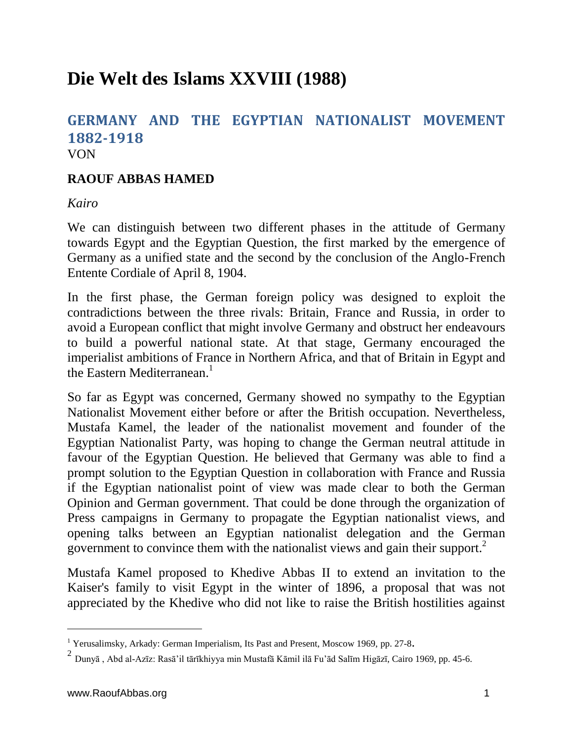# Die Welt des Islams XXVIII (1988)

## GERMANY AND THE EGYPTIAN NATIONALIST MOVEMENT 1882-1918

VON

**RAOUF ABBAS HAMED**

*Kairo*

We can distinguish between two different phases in the attitude of Germany towards Egypt and the Egyptian Question, the first marked by the emergence of Germany as a unified state and the second by the conclusion of the Anglo-French Entente Cordiale of April 8, 1904.

In the first phase, the German foreign policy was designed to exploit the contradictions between the three rivals: Britain, France and Russia, in order to avoid a European conflict that might involve Germany and obstruct her endeavours to build a powerful national state. At that stage, Germany encouraged the imperialist ambitions of France in Northern Africa, and that of Britain in Egypt and the Eastern Mediterranean.[1]

So far as Egypt was concerned, Germany showed no sympathy to the Egyptian Nationalist Movement either before or after the British occupation. Nevertheless, Mustafa Kamel, the leader of the nationalist movement and founder of the Egyptian Nationalist Party, was hoping to change the German neutral attitude in favour of the Egyptian Question. He believed that Germany was able to find a prompt solution to the Egyptian Question in collaboration with France and Russia if the Egyptian nationalist point of view was made clear to both the German Opinion and German government. That could be done through the organization of Press campaigns in Germany to propagate the Egyptian nationalist views, and opening talks between an Egyptian nationalist delegation and the German government to convince them with the nationalist views and gain their support.[2]

Mustafa Kamel proposed to Khedive Abbas II to extend an invitation to the Kaiser's family to visit Egypt in the winter of 1896, a proposal that was not appreciated by the Khedive who did not like to raise the British hostilities against

---

[1] Yerusalimsky, Arkady: German Imperialism, Its Past and Present, Moscow 1969, pp. 27-8.

[2] Dunyā , Abd al-Azīz: Rasā'il tārīkhiyya min Mustafā Kāmil ilā Fu'ād Salīm Higāzī, Cairo 1969, pp. 45-6.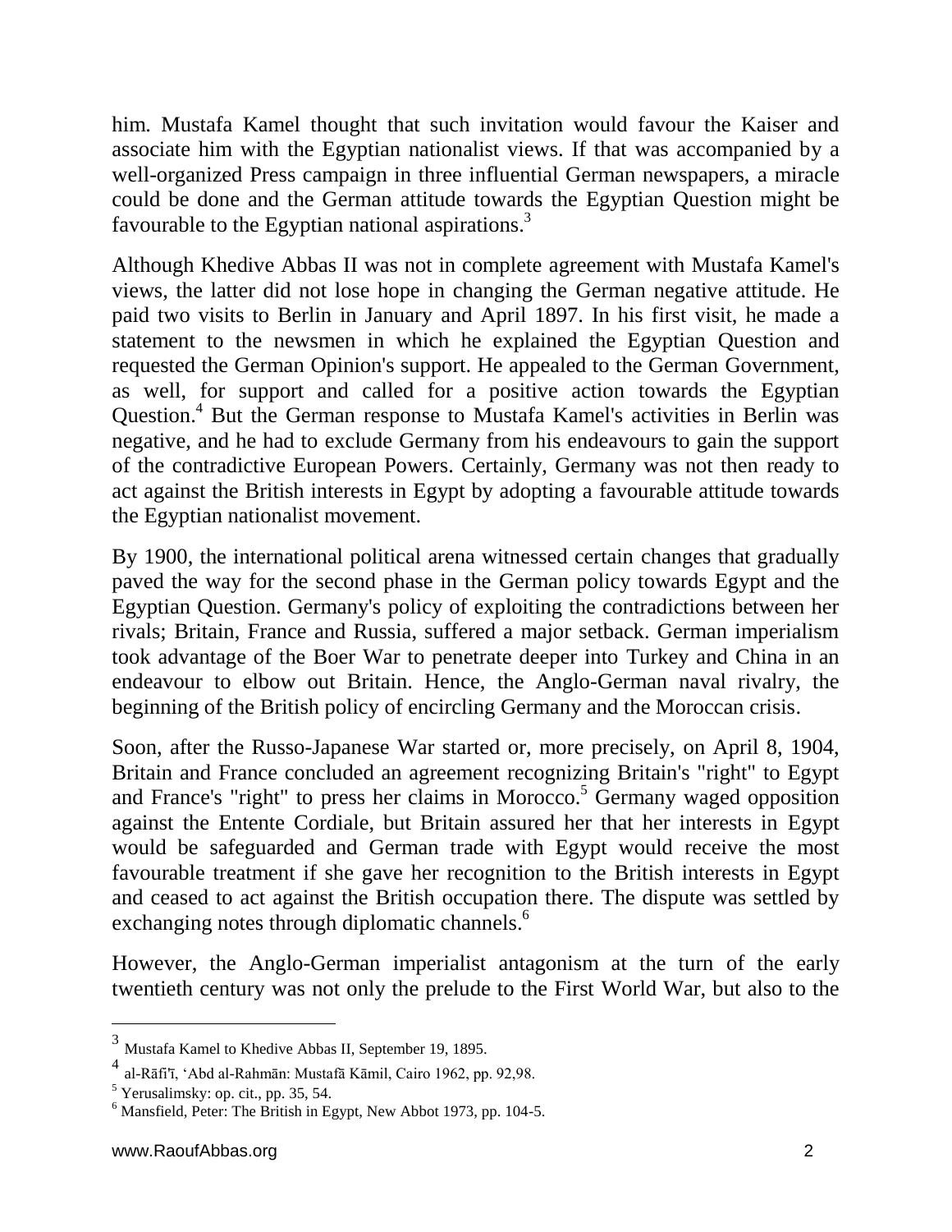him. Mustafa Kamel thought that such invitation would favour the Kaiser and associate him with the Egyptian nationalist views. If that was accompanied by a well-organized Press campaign in three influential German newspapers, a miracle could be done and the German attitude towards the Egyptian Question might be favourable to the Egyptian national aspirations.[3]

Although Khedive Abbas II was not in complete agreement with Mustafa Kamel's views, the latter did not lose hope in changing the German negative attitude. He paid two visits to Berlin in January and April 1897. In his first visit, he made a statement to the newsmen in which he explained the Egyptian Question and requested the German Opinion's support. He appealed to the German Government, as well, for support and called for a positive action towards the Egyptian Question.[4] But the German response to Mustafa Kamel's activities in Berlin was negative, and he had to exclude Germany from his endeavours to gain the support of the contradictive European Powers. Certainly, Germany was not then ready to act against the British interests in Egypt by adopting a favourable attitude towards the Egyptian nationalist movement.

By 1900, the international political arena witnessed certain changes that gradually paved the way for the second phase in the German policy towards Egypt and the Egyptian Question. Germany's policy of exploiting the contradictions between her rivals; Britain, France and Russia, suffered a major setback. German imperialism took advantage of the Boer War to penetrate deeper into Turkey and China in an endeavour to elbow out Britain. Hence, the Anglo-German naval rivalry, the beginning of the British policy of encircling Germany and the Moroccan crisis.

Soon, after the Russo-Japanese War started or, more precisely, on April 8, 1904, Britain and France concluded an agreement recognizing Britain's "right" to Egypt and France's "right" to press her claims in Morocco.[5] Germany waged opposition against the Entente Cordiale, but Britain assured her that her interests in Egypt would be safeguarded and German trade with Egypt would receive the most favourable treatment if she gave her recognition to the British interests in Egypt and ceased to act against the British occupation there. The dispute was settled by exchanging notes through diplomatic channels.[6]

However, the Anglo-German imperialist antagonism at the turn of the early twentieth century was not only the prelude to the First World War, but also to the

---

[3] Mustafa Kamel to Khedive Abbas II, September 19, 1895.

[4] al-Rāfi'ī, ʻAbd al-Rahmān: Mustafā Kāmil, Cairo 1962, pp. 92,98.

[5] Yerusalimsky: op. cit., pp. 35, 54.

[6] Mansfield, Peter: The British in Egypt, New Abbot 1973, pp. 104-5.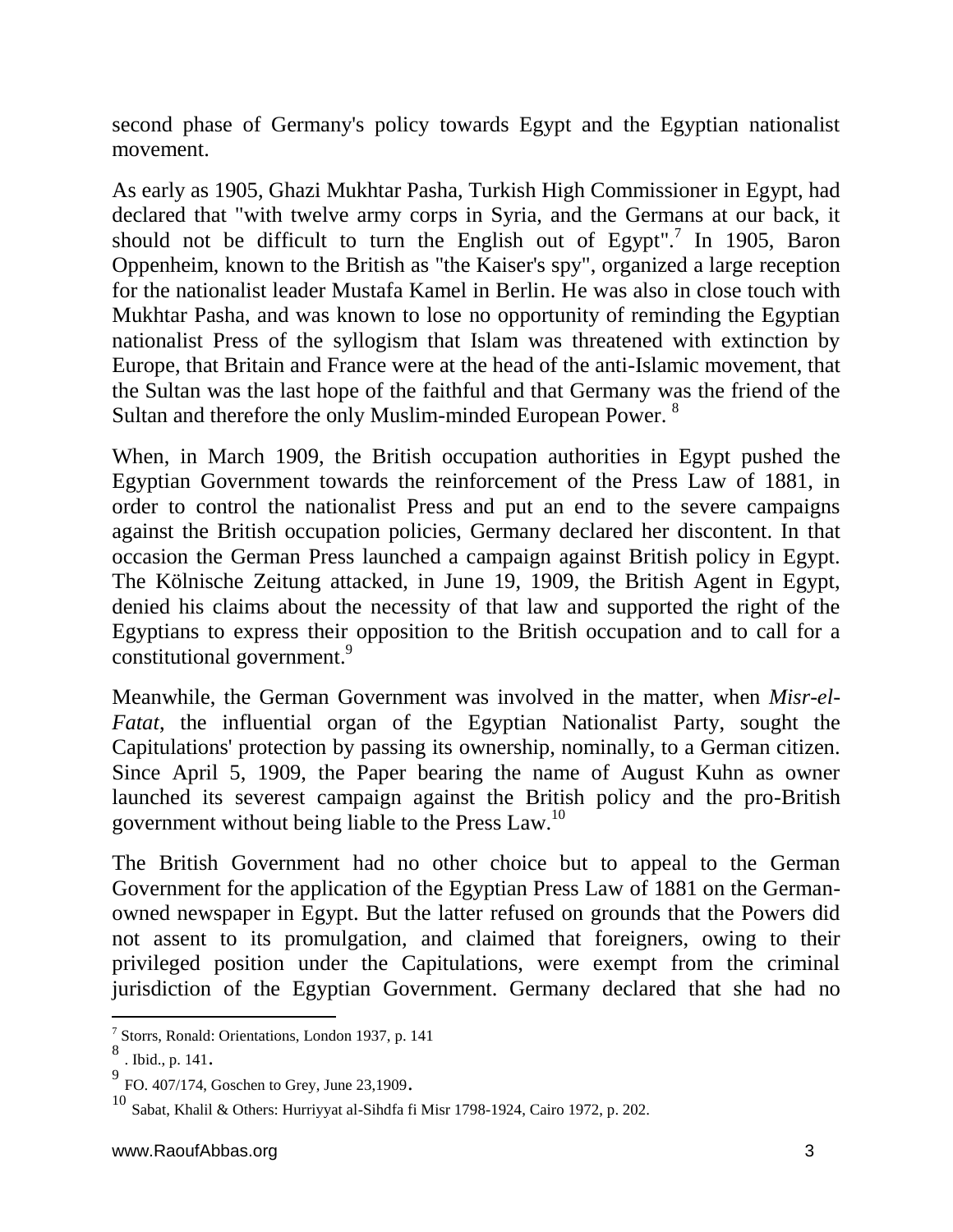second phase of Germany's policy towards Egypt and the Egyptian nationalist movement.

As early as 1905, Ghazi Mukhtar Pasha, Turkish High Commissioner in Egypt, had declared that "with twelve army corps in Syria, and the Germans at our back, it should not be difficult to turn the English out of Egypt".[7] In 1905, Baron Oppenheim, known to the British as "the Kaiser's spy", organized a large reception for the nationalist leader Mustafa Kamel in Berlin. He was also in close touch with Mukhtar Pasha, and was known to lose no opportunity of reminding the Egyptian nationalist Press of the syllogism that Islam was threatened with extinction by Europe, that Britain and France were at the head of the anti-Islamic movement, that the Sultan was the last hope of the faithful and that Germany was the friend of the Sultan and therefore the only Muslim-minded European Power. [8]

When, in March 1909, the British occupation authorities in Egypt pushed the Egyptian Government towards the reinforcement of the Press Law of 1881, in order to control the nationalist Press and put an end to the severe campaigns against the British occupation policies, Germany declared her discontent. In that occasion the German Press launched a campaign against British policy in Egypt. The Kölnische Zeitung attacked, in June 19, 1909, the British Agent in Egypt, denied his claims about the necessity of that law and supported the right of the Egyptians to express their opposition to the British occupation and to call for a constitutional government.[9]

Meanwhile, the German Government was involved in the matter, when *Misr-el-Fatat*, the influential organ of the Egyptian Nationalist Party, sought the Capitulations' protection by passing its ownership, nominally, to a German citizen. Since April 5, 1909, the Paper bearing the name of August Kuhn as owner launched its severest campaign against the British policy and the pro-British government without being liable to the Press Law.[10]

The British Government had no other choice but to appeal to the German Government for the application of the Egyptian Press Law of 1881 on the German-owned newspaper in Egypt. But the latter refused on grounds that the Powers did not assent to its promulgation, and claimed that foreigners, owing to their privileged position under the Capitulations, were exempt from the criminal jurisdiction of the Egyptian Government. Germany declared that she had no

---

[7] Storrs, Ronald: Orientations, London 1937, p. 141

[8] . Ibid., p. 141.

[9] FO. 407/174, Goschen to Grey, June 23,1909.

[10] Sabat, Khalil & Others: Hurriyyat al-Sihdfa fi Misr 1798-1924, Cairo 1972, p. 202.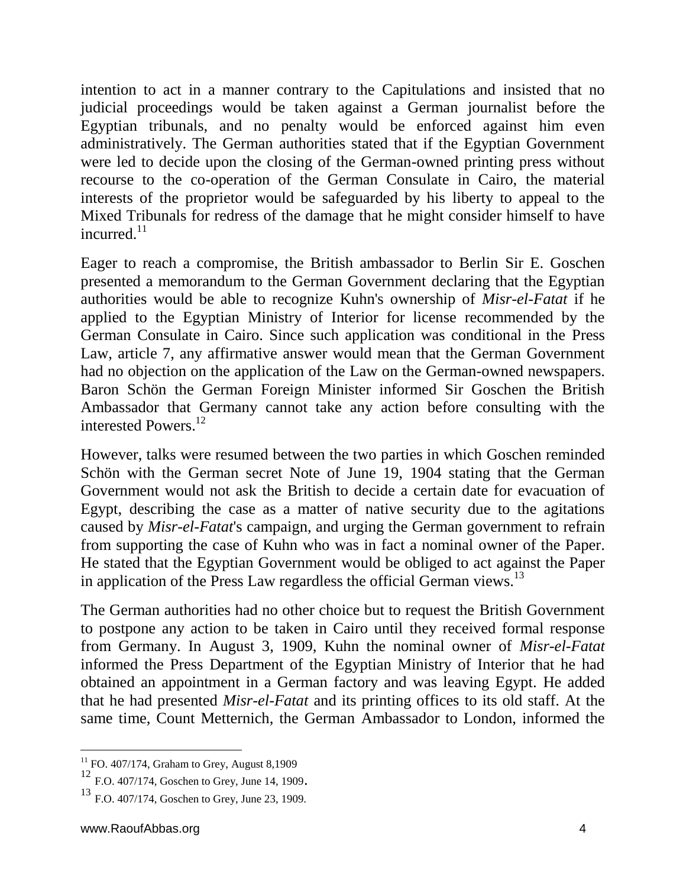intention to act in a manner contrary to the Capitulations and insisted that no judicial proceedings would be taken against a German journalist before the Egyptian tribunals, and no penalty would be enforced against him even administratively. The German authorities stated that if the Egyptian Government were led to decide upon the closing of the German-owned printing press without recourse to the co-operation of the German Consulate in Cairo, the material interests of the proprietor would be safeguarded by his liberty to appeal to the Mixed Tribunals for redress of the damage that he might consider himself to have incurred.[11]

Eager to reach a compromise, the British ambassador to Berlin Sir E. Goschen presented a memorandum to the German Government declaring that the Egyptian authorities would be able to recognize Kuhn's ownership of *Misr-el-Fatat* if he applied to the Egyptian Ministry of Interior for license recommended by the German Consulate in Cairo. Since such application was conditional in the Press Law, article 7, any affirmative answer would mean that the German Government had no objection on the application of the Law on the German-owned newspapers. Baron Schön the German Foreign Minister informed Sir Goschen the British Ambassador that Germany cannot take any action before consulting with the interested Powers.[12]

However, talks were resumed between the two parties in which Goschen reminded Schön with the German secret Note of June 19, 1904 stating that the German Government would not ask the British to decide a certain date for evacuation of Egypt, describing the case as a matter of native security due to the agitations caused by *Misr-el-Fatat*'s campaign, and urging the German government to refrain from supporting the case of Kuhn who was in fact a nominal owner of the Paper. He stated that the Egyptian Government would be obliged to act against the Paper in application of the Press Law regardless the official German views.[13]

The German authorities had no other choice but to request the British Government to postpone any action to be taken in Cairo until they received formal response from Germany. In August 3, 1909, Kuhn the nominal owner of *Misr-el-Fatat* informed the Press Department of the Egyptian Ministry of Interior that he had obtained an appointment in a German factory and was leaving Egypt. He added that he had presented *Misr-el-Fatat* and its printing offices to its old staff. At the same time, Count Metternich, the German Ambassador to London, informed the

---

[11] FO. 407/174, Graham to Grey, August 8,1909

[12] F.O. 407/174, Goschen to Grey, June 14, 1909.

[13] F.O. 407/174, Goschen to Grey, June 23, 1909.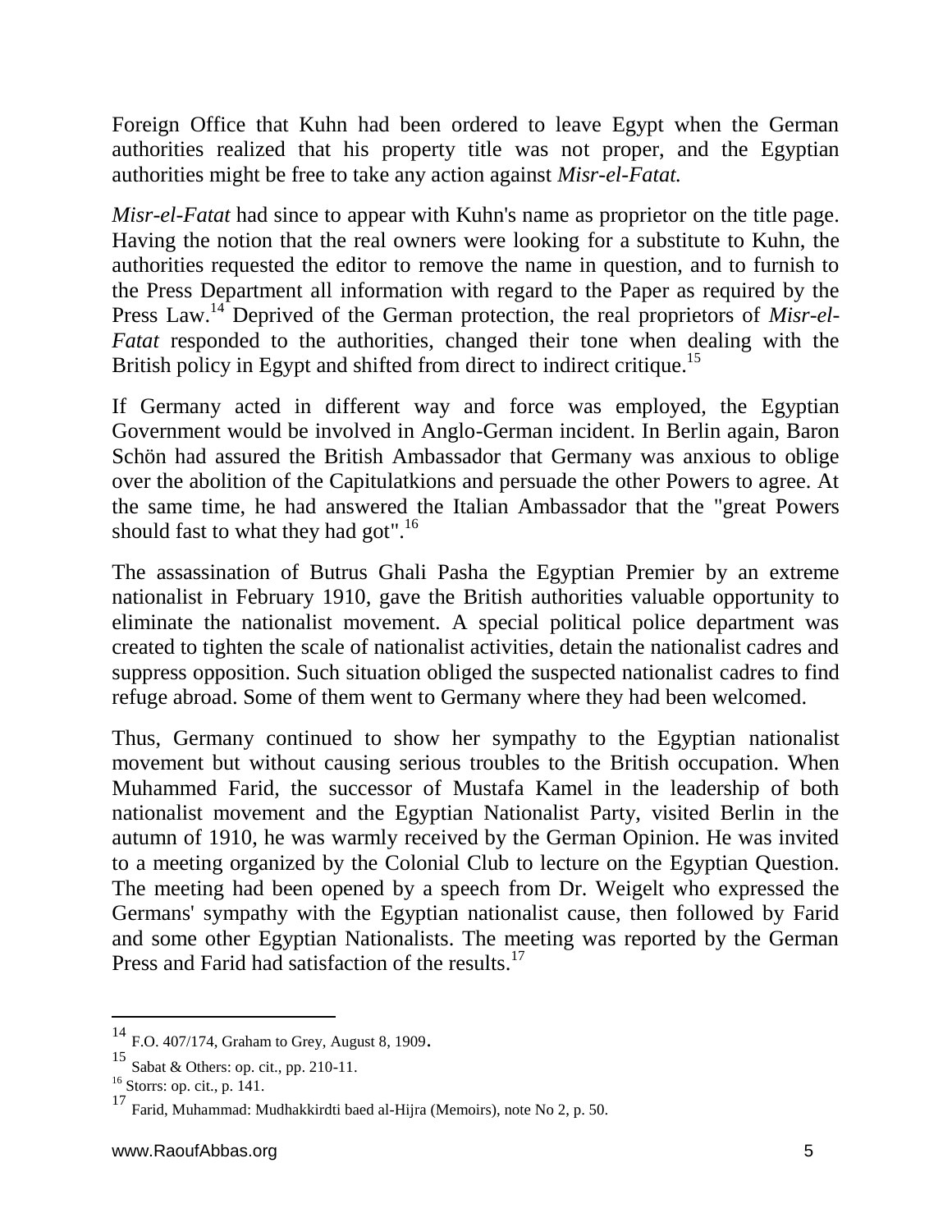Foreign Office that Kuhn had been ordered to leave Egypt when the German authorities realized that his property title was not proper, and the Egyptian authorities might be free to take any action against *Misr-el-Fatat.*

*Misr-el-Fatat* had since to appear with Kuhn's name as proprietor on the title page. Having the notion that the real owners were looking for a substitute to Kuhn, the authorities requested the editor to remove the name in question, and to furnish to the Press Department all information with regard to the Paper as required by the Press Law.[14] Deprived of the German protection, the real proprietors of *Misr-el-Fatat* responded to the authorities, changed their tone when dealing with the British policy in Egypt and shifted from direct to indirect critique.[15]

If Germany acted in different way and force was employed, the Egyptian Government would be involved in Anglo-German incident. In Berlin again, Baron Schön had assured the British Ambassador that Germany was anxious to oblige over the abolition of the Capitulatkions and persuade the other Powers to agree. At the same time, he had answered the Italian Ambassador that the "great Powers should fast to what they had got".[16]

The assassination of Butrus Ghali Pasha the Egyptian Premier by an extreme nationalist in February 1910, gave the British authorities valuable opportunity to eliminate the nationalist movement. A special political police department was created to tighten the scale of nationalist activities, detain the nationalist cadres and suppress opposition. Such situation obliged the suspected nationalist cadres to find refuge abroad. Some of them went to Germany where they had been welcomed.

Thus, Germany continued to show her sympathy to the Egyptian nationalist movement but without causing serious troubles to the British occupation. When Muhammed Farid, the successor of Mustafa Kamel in the leadership of both nationalist movement and the Egyptian Nationalist Party, visited Berlin in the autumn of 1910, he was warmly received by the German Opinion. He was invited to a meeting organized by the Colonial Club to lecture on the Egyptian Question. The meeting had been opened by a speech from Dr. Weigelt who expressed the Germans' sympathy with the Egyptian nationalist cause, then followed by Farid and some other Egyptian Nationalists. The meeting was reported by the German Press and Farid had satisfaction of the results.[17]

---

[14] F.O. 407/174, Graham to Grey, August 8, 1909.

[15] Sabat & Others: op. cit., pp. 210-11.

[16] Storrs: op. cit., p. 141.

[17] Farid, Muhammad: Mudhakkirdti baed al-Hijra (Memoirs), note No 2, p. 50.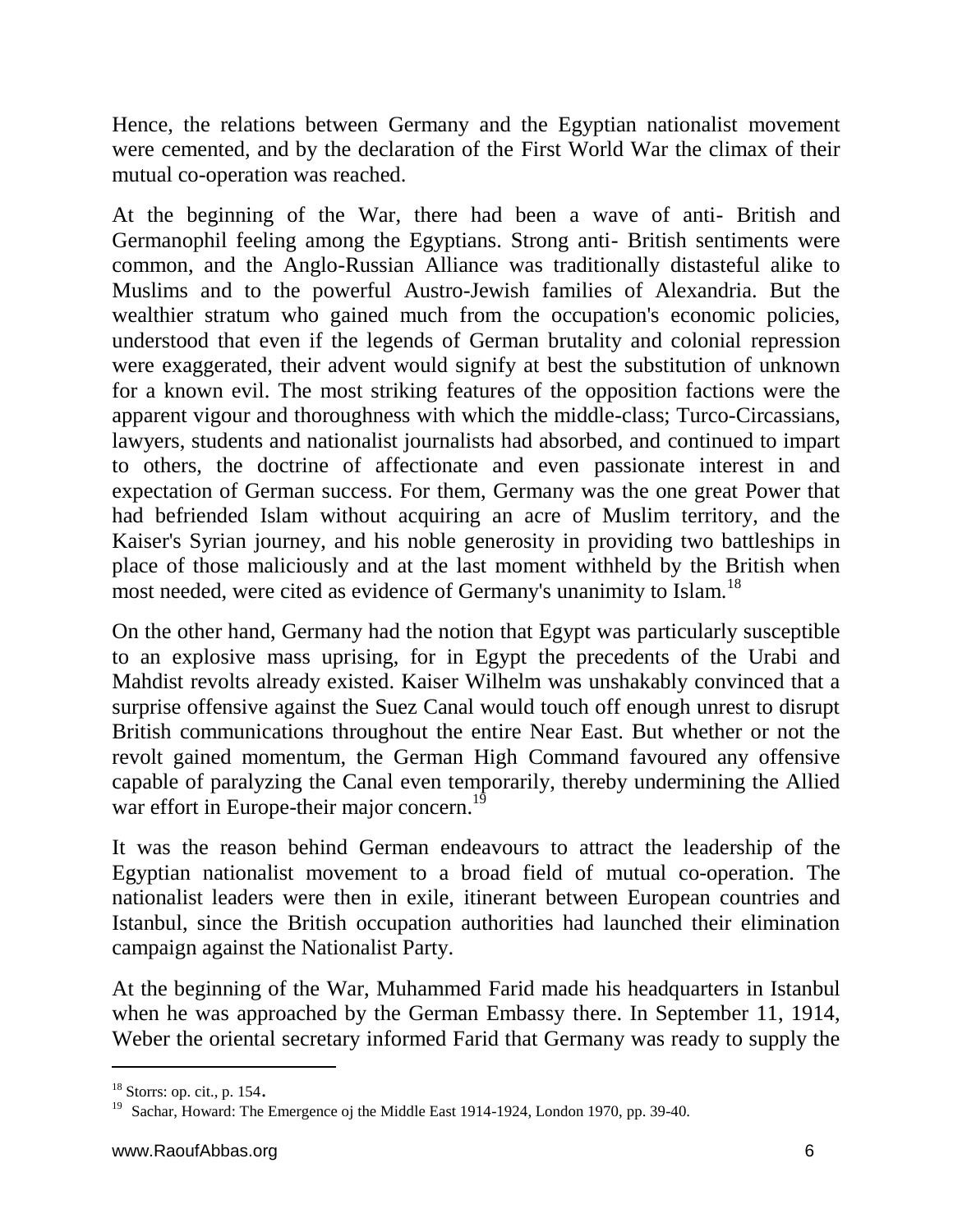Hence, the relations between Germany and the Egyptian nationalist movement were cemented, and by the declaration of the First World War the climax of their mutual co-operation was reached.

At the beginning of the War, there had been a wave of anti- British and Germanophil feeling among the Egyptians. Strong anti- British sentiments were common, and the Anglo-Russian Alliance was traditionally distasteful alike to Muslims and to the powerful Austro-Jewish families of Alexandria. But the wealthier stratum who gained much from the occupation's economic policies, understood that even if the legends of German brutality and colonial repression were exaggerated, their advent would signify at best the substitution of unknown for a known evil. The most striking features of the opposition factions were the apparent vigour and thoroughness with which the middle-class; Turco-Circassians, lawyers, students and nationalist journalists had absorbed, and continued to impart to others, the doctrine of affectionate and even passionate interest in and expectation of German success. For them, Germany was the one great Power that had befriended Islam without acquiring an acre of Muslim territory, and the Kaiser's Syrian journey, and his noble generosity in providing two battleships in place of those maliciously and at the last moment withheld by the British when most needed, were cited as evidence of Germany's unanimity to Islam.[18]

On the other hand, Germany had the notion that Egypt was particularly susceptible to an explosive mass uprising, for in Egypt the precedents of the Urabi and Mahdist revolts already existed. Kaiser Wilhelm was unshakably convinced that a surprise offensive against the Suez Canal would touch off enough unrest to disrupt British communications throughout the entire Near East. But whether or not the revolt gained momentum, the German High Command favoured any offensive capable of paralyzing the Canal even temporarily, thereby undermining the Allied war effort in Europe-their major concern.[19]

It was the reason behind German endeavours to attract the leadership of the Egyptian nationalist movement to a broad field of mutual co-operation. The nationalist leaders were then in exile, itinerant between European countries and Istanbul, since the British occupation authorities had launched their elimination campaign against the Nationalist Party.

At the beginning of the War, Muhammed Farid made his headquarters in Istanbul when he was approached by the German Embassy there. In September 11, 1914, Weber the oriental secretary informed Farid that Germany was ready to supply the

---

[18] Storrs: op. cit., p. 154.

[19] Sachar, Howard: The Emergence oj the Middle East 1914-1924, London 1970, pp. 39-40.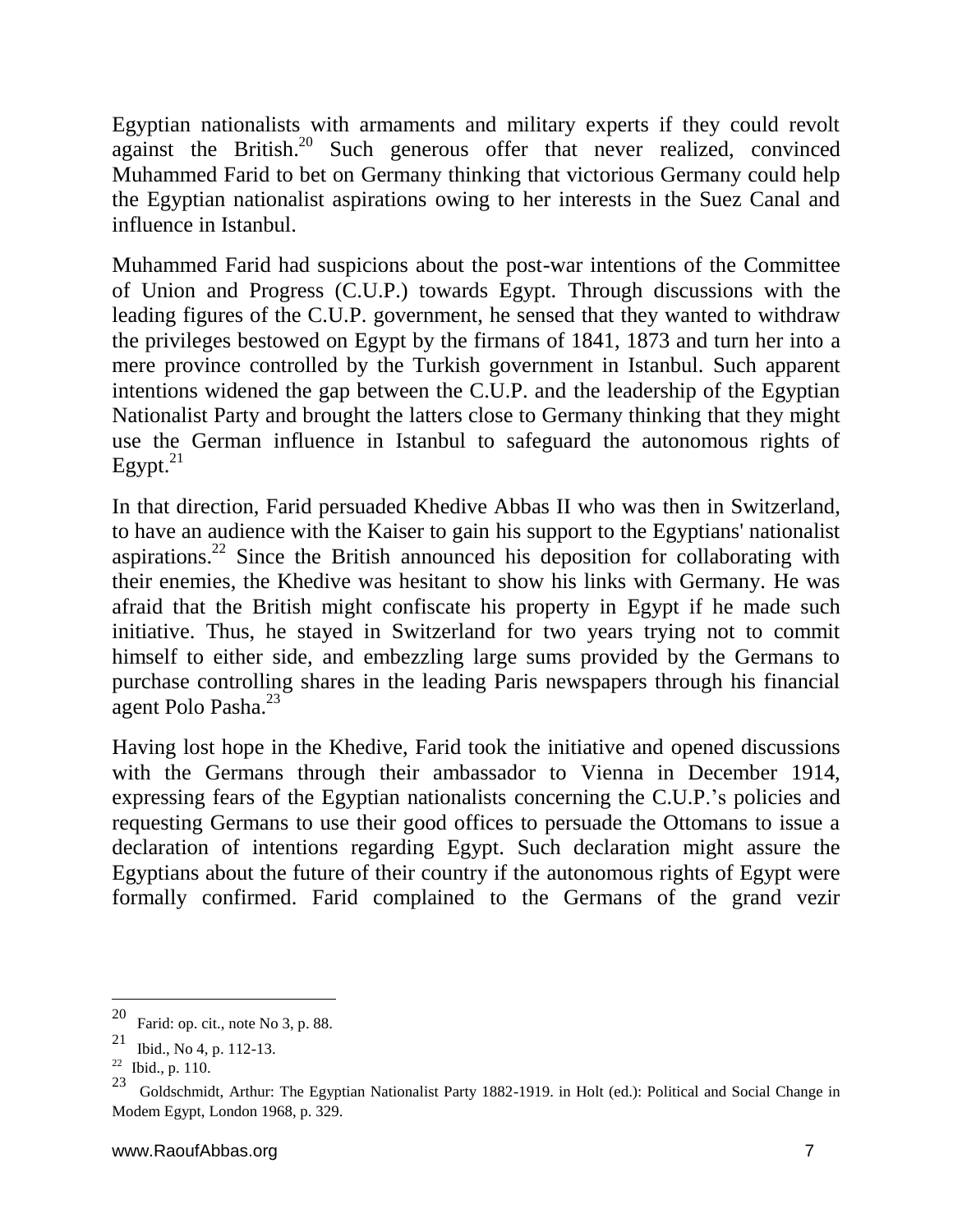Egyptian nationalists with armaments and military experts if they could revolt against the British.[20] Such generous offer that never realized, convinced Muhammed Farid to bet on Germany thinking that victorious Germany could help the Egyptian nationalist aspirations owing to her interests in the Suez Canal and influence in Istanbul.

Muhammed Farid had suspicions about the post-war intentions of the Committee of Union and Progress (C.U.P.) towards Egypt. Through discussions with the leading figures of the C.U.P. government, he sensed that they wanted to withdraw the privileges bestowed on Egypt by the firmans of 1841, 1873 and turn her into a mere province controlled by the Turkish government in Istanbul. Such apparent intentions widened the gap between the C.U.P. and the leadership of the Egyptian Nationalist Party and brought the latters close to Germany thinking that they might use the German influence in Istanbul to safeguard the autonomous rights of Egypt.[21]

In that direction, Farid persuaded Khedive Abbas II who was then in Switzerland, to have an audience with the Kaiser to gain his support to the Egyptians' nationalist aspirations.[22] Since the British announced his deposition for collaborating with their enemies, the Khedive was hesitant to show his links with Germany. He was afraid that the British might confiscate his property in Egypt if he made such initiative. Thus, he stayed in Switzerland for two years trying not to commit himself to either side, and embezzling large sums provided by the Germans to purchase controlling shares in the leading Paris newspapers through his financial agent Polo Pasha.[23]

Having lost hope in the Khedive, Farid took the initiative and opened discussions with the Germans through their ambassador to Vienna in December 1914, expressing fears of the Egyptian nationalists concerning the C.U.P.'s policies and requesting Germans to use their good offices to persuade the Ottomans to issue a declaration of intentions regarding Egypt. Such declaration might assure the Egyptians about the future of their country if the autonomous rights of Egypt were formally confirmed. Farid complained to the Germans of the grand vezir

---

[20] Farid: op. cit., note No 3, p. 88.

[21] Ibid., No 4, p. 112-13.

[22] Ibid., p. 110.

[23] Goldschmidt, Arthur: The Egyptian Nationalist Party 1882-1919. in Holt (ed.): Political and Social Change in Modem Egypt, London 1968, p. 329.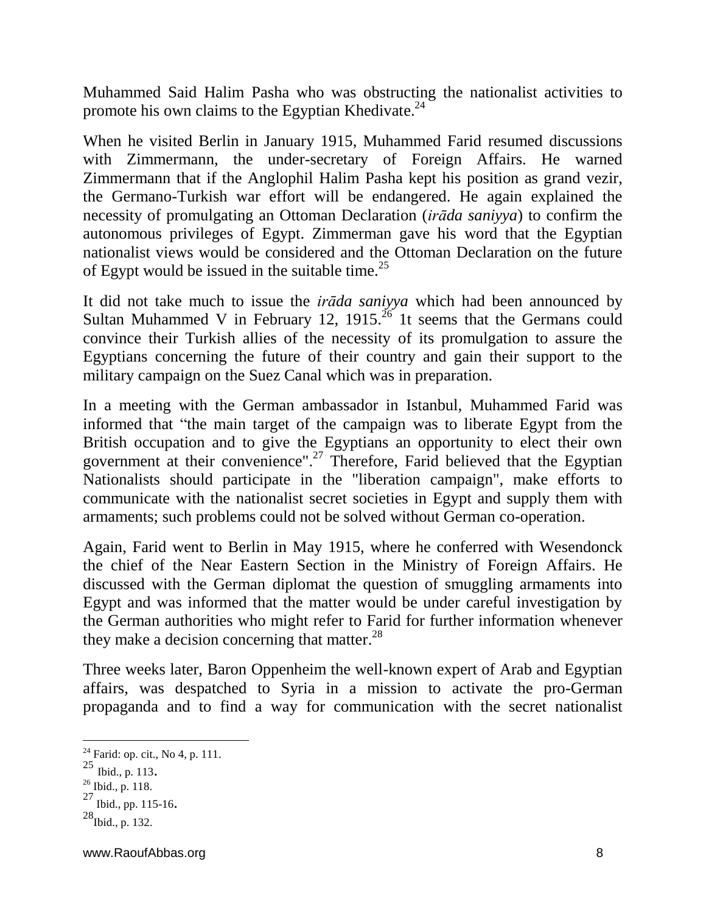Muhammed Said Halim Pasha who was obstructing the nationalist activities to promote his own claims to the Egyptian Khedivate.[24]

When he visited Berlin in January 1915, Muhammed Farid resumed discussions with Zimmermann, the under-secretary of Foreign Affairs. He warned Zimmermann that if the Anglophil Halim Pasha kept his position as grand vezir, the Germano-Turkish war effort will be endangered. He again explained the necessity of promulgating an Ottoman Declaration (*irāda saniyya*) to confirm the autonomous privileges of Egypt. Zimmerman gave his word that the Egyptian nationalist views would be considered and the Ottoman Declaration on the future of Egypt would be issued in the suitable time.[25]

It did not take much to issue the *irāda saniyya* which had been announced by Sultan Muhammed V in February 12, 1915.[26] 1t seems that the Germans could convince their Turkish allies of the necessity of its promulgation to assure the Egyptians concerning the future of their country and gain their support to the military campaign on the Suez Canal which was in preparation.

In a meeting with the German ambassador in Istanbul, Muhammed Farid was informed that "the main target of the campaign was to liberate Egypt from the British occupation and to give the Egyptians an opportunity to elect their own government at their convenience".[27] Therefore, Farid believed that the Egyptian Nationalists should participate in the "liberation campaign", make efforts to communicate with the nationalist secret societies in Egypt and supply them with armaments; such problems could not be solved without German co-operation.

Again, Farid went to Berlin in May 1915, where he conferred with Wesendonck the chief of the Near Eastern Section in the Ministry of Foreign Affairs. He discussed with the German diplomat the question of smuggling armaments into Egypt and was informed that the matter would be under careful investigation by the German authorities who might refer to Farid for further information whenever they make a decision concerning that matter.[28]

Three weeks later, Baron Oppenheim the well-known expert of Arab and Egyptian affairs, was despatched to Syria in a mission to activate the pro-German propaganda and to find a way for communication with the secret nationalist

---

[24] Farid: op. cit., No 4, p. 111.

[25] Ibid., p. 113.

[26] Ibid., p. 118.

[27] Ibid., pp. 115-16.

[28] Ibid., p. 132.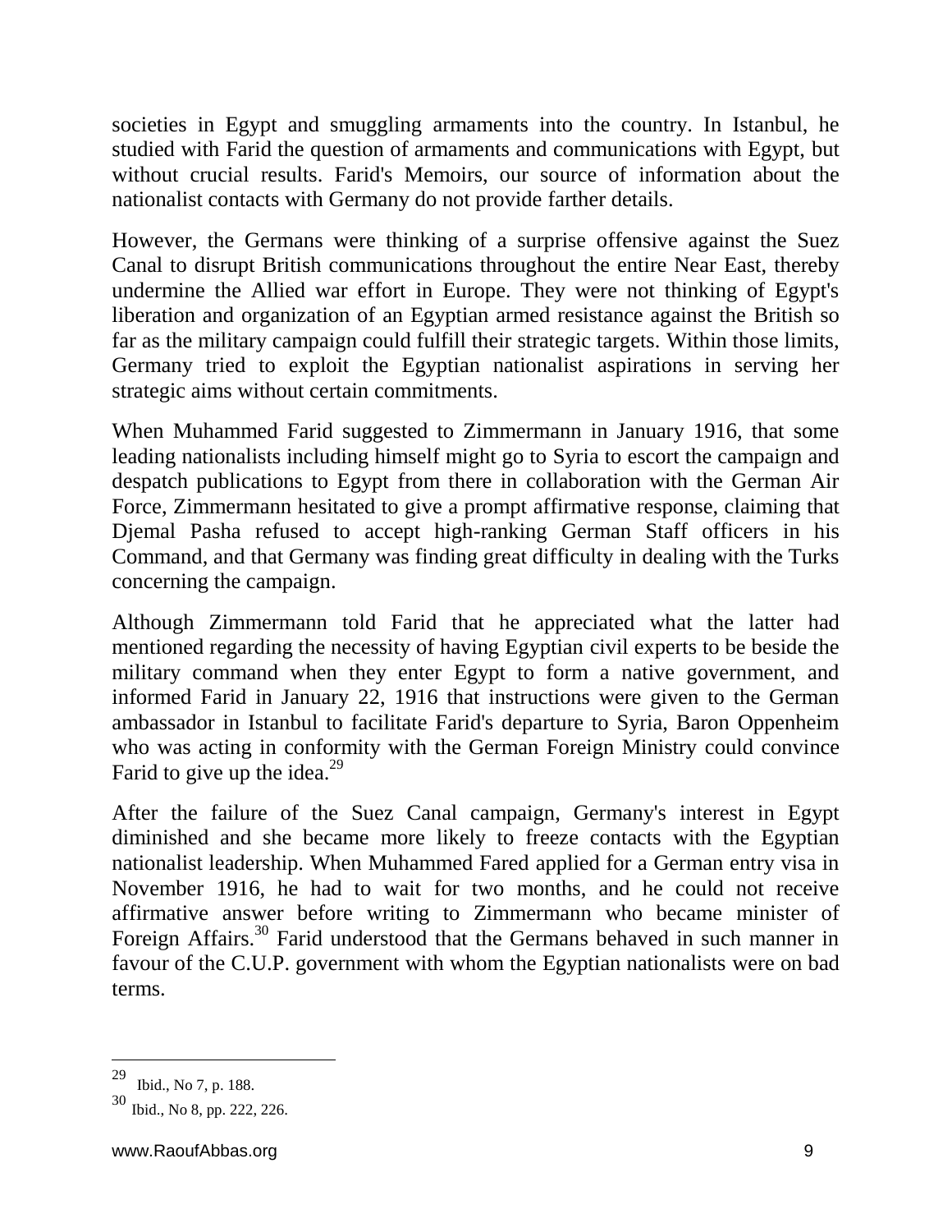societies in Egypt and smuggling armaments into the country. In Istanbul, he studied with Farid the question of armaments and communications with Egypt, but without crucial results. Farid's Memoirs, our source of information about the nationalist contacts with Germany do not provide farther details.

However, the Germans were thinking of a surprise offensive against the Suez Canal to disrupt British communications throughout the entire Near East, thereby undermine the Allied war effort in Europe. They were not thinking of Egypt's liberation and organization of an Egyptian armed resistance against the British so far as the military campaign could fulfill their strategic targets. Within those limits, Germany tried to exploit the Egyptian nationalist aspirations in serving her strategic aims without certain commitments.

When Muhammed Farid suggested to Zimmermann in January 1916, that some leading nationalists including himself might go to Syria to escort the campaign and despatch publications to Egypt from there in collaboration with the German Air Force, Zimmermann hesitated to give a prompt affirmative response, claiming that Djemal Pasha refused to accept high-ranking German Staff officers in his Command, and that Germany was finding great difficulty in dealing with the Turks concerning the campaign.

Although Zimmermann told Farid that he appreciated what the latter had mentioned regarding the necessity of having Egyptian civil experts to be beside the military command when they enter Egypt to form a native government, and informed Farid in January 22, 1916 that instructions were given to the German ambassador in Istanbul to facilitate Farid's departure to Syria, Baron Oppenheim who was acting in conformity with the German Foreign Ministry could convince Farid to give up the idea.[29]

After the failure of the Suez Canal campaign, Germany's interest in Egypt diminished and she became more likely to freeze contacts with the Egyptian nationalist leadership. When Muhammed Fared applied for a German entry visa in November 1916, he had to wait for two months, and he could not receive affirmative answer before writing to Zimmermann who became minister of Foreign Affairs.[30] Farid understood that the Germans behaved in such manner in favour of the C.U.P. government with whom the Egyptian nationalists were on bad terms.

---

[29] Ibid., No 7, p. 188.

[30] Ibid., No 8, pp. 222, 226.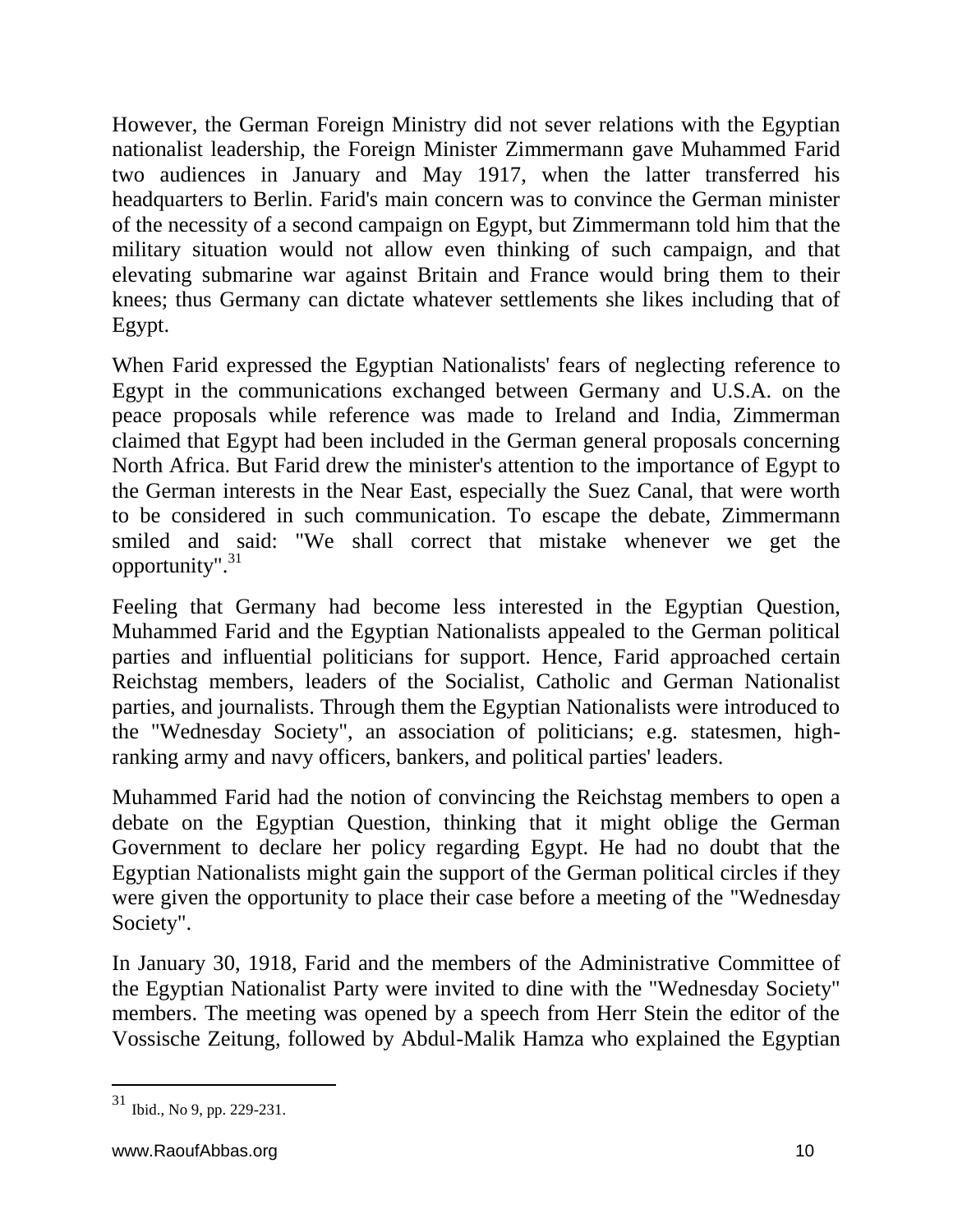However, the German Foreign Ministry did not sever relations with the Egyptian nationalist leadership, the Foreign Minister Zimmermann gave Muhammed Farid two audiences in January and May 1917, when the latter transferred his headquarters to Berlin. Farid's main concern was to convince the German minister of the necessity of a second campaign on Egypt, but Zimmermann told him that the military situation would not allow even thinking of such campaign, and that elevating submarine war against Britain and France would bring them to their knees; thus Germany can dictate whatever settlements she likes including that of Egypt.

When Farid expressed the Egyptian Nationalists' fears of neglecting reference to Egypt in the communications exchanged between Germany and U.S.A. on the peace proposals while reference was made to Ireland and India, Zimmerman claimed that Egypt had been included in the German general proposals concerning North Africa. But Farid drew the minister's attention to the importance of Egypt to the German interests in the Near East, especially the Suez Canal, that were worth to be considered in such communication. To escape the debate, Zimmermann smiled and said: "We shall correct that mistake whenever we get the opportunity".[31]

Feeling that Germany had become less interested in the Egyptian Question, Muhammed Farid and the Egyptian Nationalists appealed to the German political parties and influential politicians for support. Hence, Farid approached certain Reichstag members, leaders of the Socialist, Catholic and German Nationalist parties, and journalists. Through them the Egyptian Nationalists were introduced to the "Wednesday Society", an association of politicians; e.g. statesmen, high-ranking army and navy officers, bankers, and political parties' leaders.

Muhammed Farid had the notion of convincing the Reichstag members to open a debate on the Egyptian Question, thinking that it might oblige the German Government to declare her policy regarding Egypt. He had no doubt that the Egyptian Nationalists might gain the support of the German political circles if they were given the opportunity to place their case before a meeting of the "Wednesday Society".

In January 30, 1918, Farid and the members of the Administrative Committee of the Egyptian Nationalist Party were invited to dine with the "Wednesday Society" members. The meeting was opened by a speech from Herr Stein the editor of the Vossische Zeitung, followed by Abdul-Malik Hamza who explained the Egyptian

---

[31] Ibid., No 9, pp. 229-231.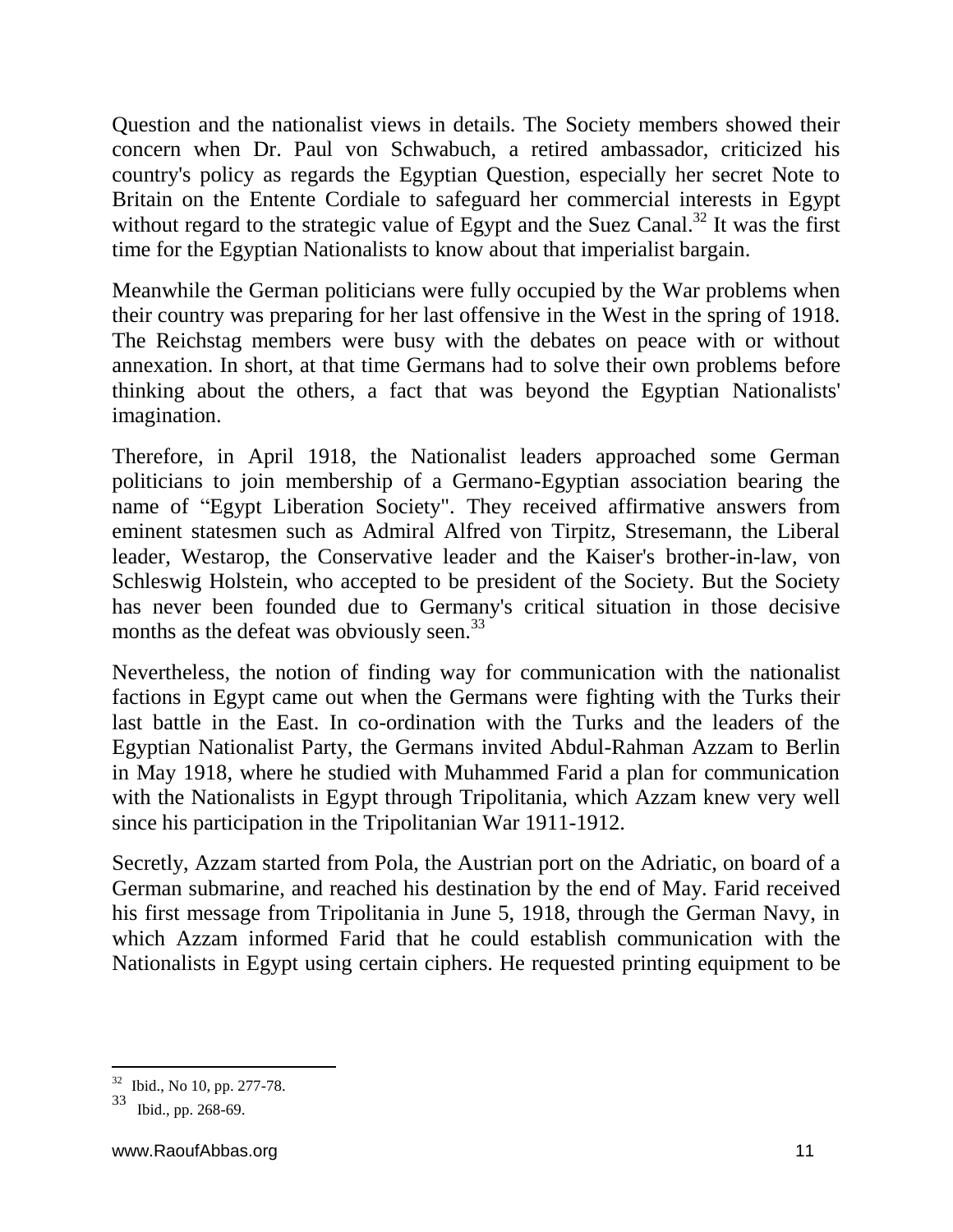Question and the nationalist views in details. The Society members showed their concern when Dr. Paul von Schwabuch, a retired ambassador, criticized his country's policy as regards the Egyptian Question, especially her secret Note to Britain on the Entente Cordiale to safeguard her commercial interests in Egypt without regard to the strategic value of Egypt and the Suez Canal.[32] It was the first time for the Egyptian Nationalists to know about that imperialist bargain.

Meanwhile the German politicians were fully occupied by the War problems when their country was preparing for her last offensive in the West in the spring of 1918. The Reichstag members were busy with the debates on peace with or without annexation. In short, at that time Germans had to solve their own problems before thinking about the others, a fact that was beyond the Egyptian Nationalists' imagination.

Therefore, in April 1918, the Nationalist leaders approached some German politicians to join membership of a Germano-Egyptian association bearing the name of "Egypt Liberation Society". They received affirmative answers from eminent statesmen such as Admiral Alfred von Tirpitz, Stresemann, the Liberal leader, Westarop, the Conservative leader and the Kaiser's brother-in-law, von Schleswig Holstein, who accepted to be president of the Society. But the Society has never been founded due to Germany's critical situation in those decisive months as the defeat was obviously seen.[33]

Nevertheless, the notion of finding way for communication with the nationalist factions in Egypt came out when the Germans were fighting with the Turks their last battle in the East. In co-ordination with the Turks and the leaders of the Egyptian Nationalist Party, the Germans invited Abdul-Rahman Azzam to Berlin in May 1918, where he studied with Muhammed Farid a plan for communication with the Nationalists in Egypt through Tripolitania, which Azzam knew very well since his participation in the Tripolitanian War 1911-1912.

Secretly, Azzam started from Pola, the Austrian port on the Adriatic, on board of a German submarine, and reached his destination by the end of May. Farid received his first message from Tripolitania in June 5, 1918, through the German Navy, in which Azzam informed Farid that he could establish communication with the Nationalists in Egypt using certain ciphers. He requested printing equipment to be

---

[32] Ibid., No 10, pp. 277-78.

[33] Ibid., pp. 268-69.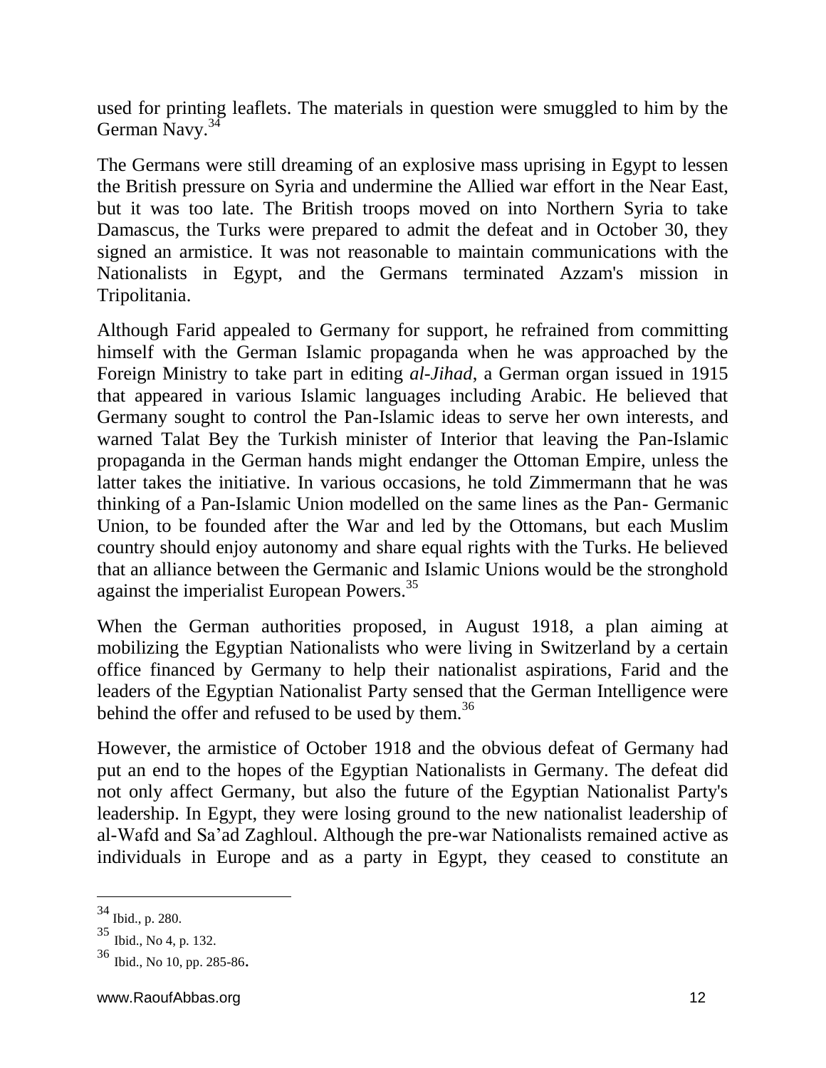used for printing leaflets. The materials in question were smuggled to him by the German Navy.[34]

The Germans were still dreaming of an explosive mass uprising in Egypt to lessen the British pressure on Syria and undermine the Allied war effort in the Near East, but it was too late. The British troops moved on into Northern Syria to take Damascus, the Turks were prepared to admit the defeat and in October 30, they signed an armistice. It was not reasonable to maintain communications with the Nationalists in Egypt, and the Germans terminated Azzam's mission in Tripolitania.

Although Farid appealed to Germany for support, he refrained from committing himself with the German Islamic propaganda when he was approached by the Foreign Ministry to take part in editing *al-Jihad*, a German organ issued in 1915 that appeared in various Islamic languages including Arabic. He believed that Germany sought to control the Pan-Islamic ideas to serve her own interests, and warned Talat Bey the Turkish minister of Interior that leaving the Pan-Islamic propaganda in the German hands might endanger the Ottoman Empire, unless the latter takes the initiative. In various occasions, he told Zimmermann that he was thinking of a Pan-Islamic Union modelled on the same lines as the Pan- Germanic Union, to be founded after the War and led by the Ottomans, but each Muslim country should enjoy autonomy and share equal rights with the Turks. He believed that an alliance between the Germanic and Islamic Unions would be the stronghold against the imperialist European Powers.[35]

When the German authorities proposed, in August 1918, a plan aiming at mobilizing the Egyptian Nationalists who were living in Switzerland by a certain office financed by Germany to help their nationalist aspirations, Farid and the leaders of the Egyptian Nationalist Party sensed that the German Intelligence were behind the offer and refused to be used by them.[36]

However, the armistice of October 1918 and the obvious defeat of Germany had put an end to the hopes of the Egyptian Nationalists in Germany. The defeat did not only affect Germany, but also the future of the Egyptian Nationalist Party's leadership. In Egypt, they were losing ground to the new nationalist leadership of al-Wafd and Sa'ad Zaghloul. Although the pre-war Nationalists remained active as individuals in Europe and as a party in Egypt, they ceased to constitute an

---

[34] Ibid., p. 280.

[35] Ibid., No 4, p. 132.

[36] Ibid., No 10, pp. 285-86.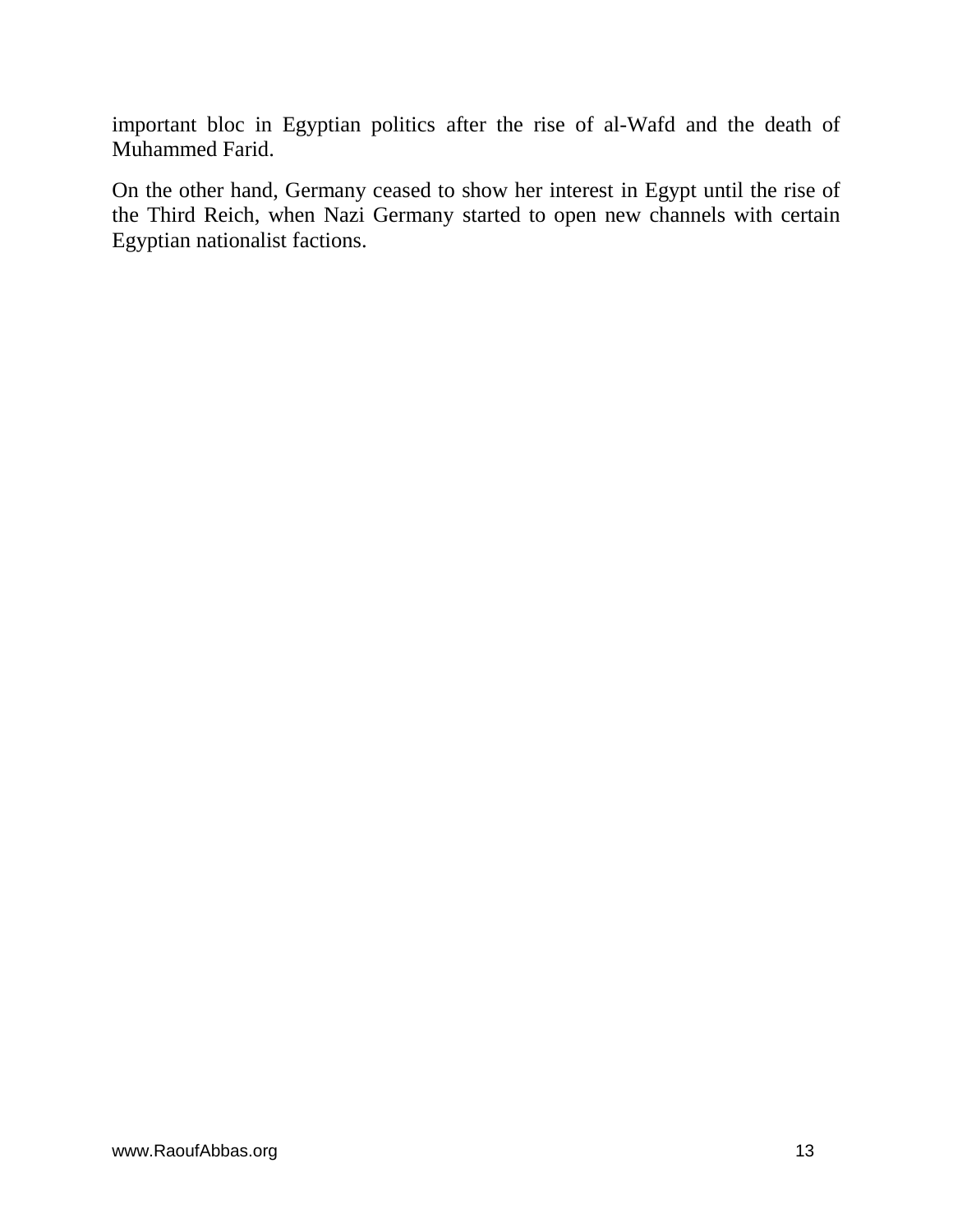important bloc in Egyptian politics after the rise of al-Wafd and the death of Muhammed Farid.

On the other hand, Germany ceased to show her interest in Egypt until the rise of the Third Reich, when Nazi Germany started to open new channels with certain Egyptian nationalist factions.